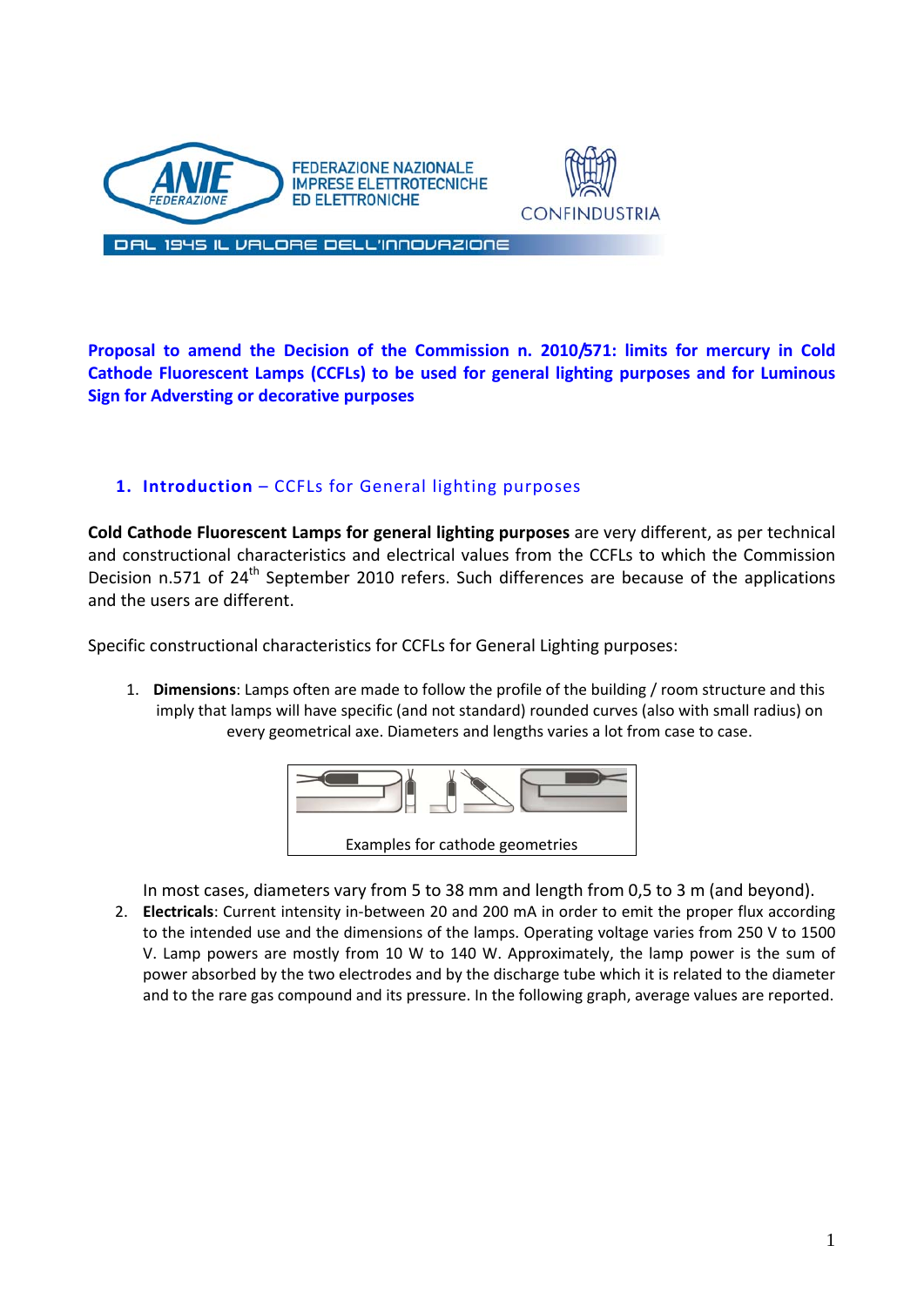FEDERAZIONE NAZIONALE IMPRESE ELETTROTECNICHE ED ELETTRONICHE

CONFINDUSTRIA

DAL 1945 IL VALORE DELL'INNOVAZIONE

**Proposal to amend the Decision of the Commission n. 2010/571: limits for mercury in Cold Cathode Fluorescent Lamps (CCFLs) to be used for general lighting purposes and for Luminous Sign for Adversting or decorative purposes**

## 1. Introduction – CCFLs for General lighting purposes

**Cold Cathode Fluorescent Lamps for general lighting purposes** are very different, as per technical and constructional characteristics and electrical values from the CCFLs to which the Commission Decision n.571 of 24th September 2010 refers. Such differences are because of the applications and the users are different.

Specific constructional characteristics for CCFLs for General Lighting purposes:

1. **Dimensions**: Lamps often are made to follow the profile of the building / room structure and this imply that lamps will have specific (and not standard) rounded curves (also with small radius) on every geometrical axe. Diameters and lengths varies a lot from case to case.

   Examples for cathode geometries

   In most cases, diameters vary from 5 to 38 mm and length from 0,5 to 3 m (and beyond).
2. **Electricals**: Current intensity in-between 20 and 200 mA in order to emit the proper flux according to the intended use and the dimensions of the lamps. Operating voltage varies from 250 V to 1500 V. Lamp powers are mostly from 10 W to 140 W. Approximately, the lamp power is the sum of power absorbed by the two electrodes and by the discharge tube which it is related to the diameter and to the rare gas compound and its pressure. In the following graph, average values are reported.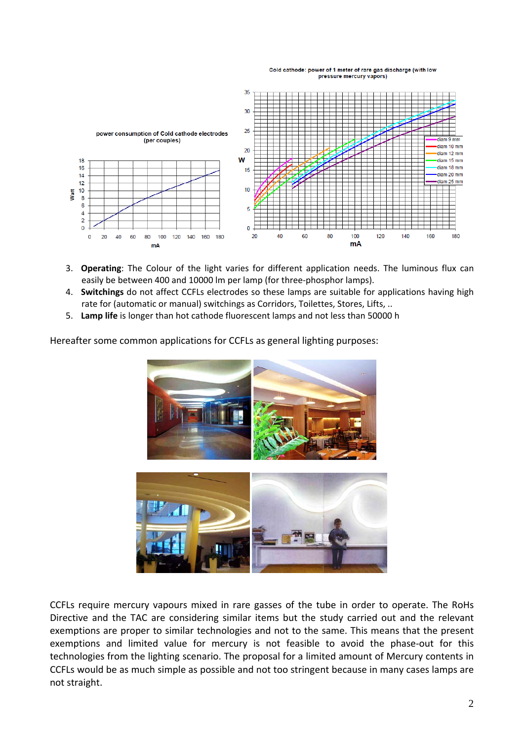3. **Operating**: The Colour of the light varies for different application needs. The luminous flux can easily be between 400 and 10000 lm per lamp (for three-phosphor lamps).
4. **Switchings** do not affect CCFLs electrodes so these lamps are suitable for applications having high rate for (automatic or manual) switchings as Corridors, Toilettes, Stores, Lifts, ..
5. **Lamp life** is longer than hot cathode fluorescent lamps and not less than 50000 h

Hereafter some common applications for CCFLs as general lighting purposes:

CCFLs require mercury vapours mixed in rare gasses of the tube in order to operate. The RoHs Directive and the TAC are considering similar items but the study carried out and the relevant exemptions are proper to similar technologies and not to the same. This means that the present exemptions and limited value for mercury is not feasible to avoid the phase-out for this technologies from the lighting scenario. The proposal for a limited amount of Mercury contents in CCFLs would be as much simple as possible and not too stringent because in many cases lamps are not straight.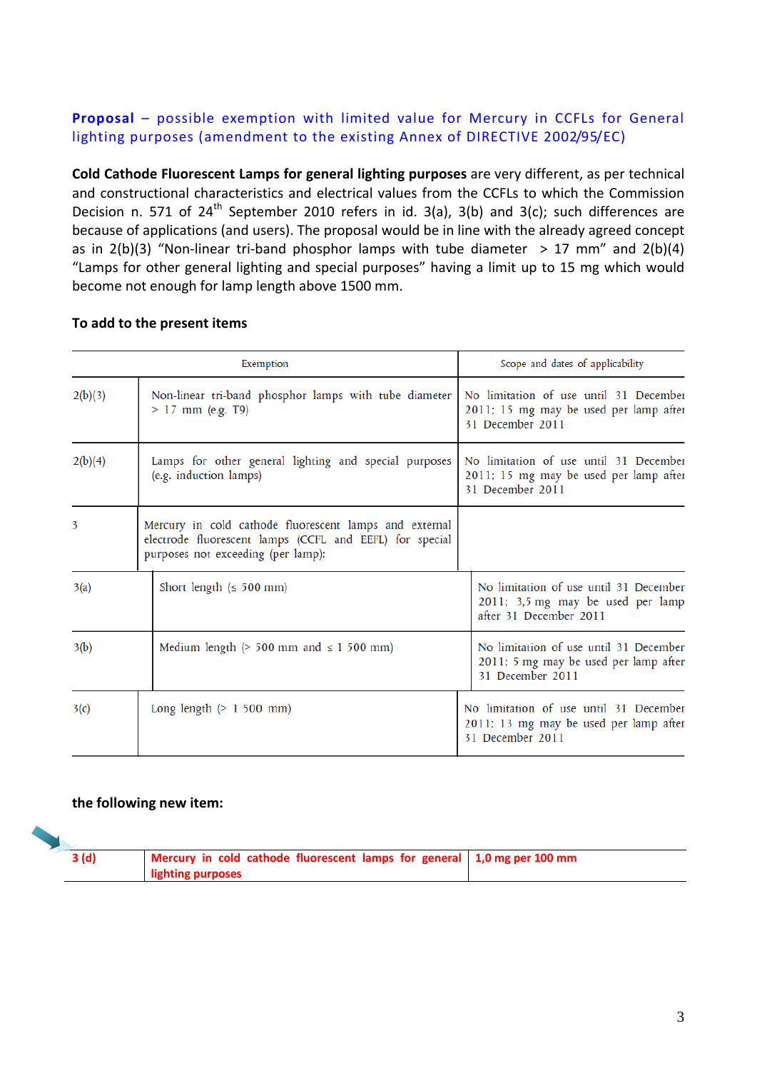**Proposal** – possible exemption with limited value for Mercury in CCFLs for General lighting purposes (amendment to the existing Annex of DIRECTIVE 2002/95/EC)

**Cold Cathode Fluorescent Lamps for general lighting purposes** are very different, as per technical and constructional characteristics and electrical values from the CCFLs to which the Commission Decision n. 571 of 24th September 2010 refers in id. 3(a), 3(b) and 3(c); such differences are because of applications (and users). The proposal would be in line with the already agreed concept as in 2(b)(3) "Non-linear tri-band phosphor lamps with tube diameter > 17 mm" and 2(b)(4) "Lamps for other general lighting and special purposes" having a limit up to 15 mg which would become not enough for lamp length above 1500 mm.

**To add to the present items**

| | Exemption | Scope and dates of applicability |
|---|---|---|
| 2(b)(3) | Non-linear tri-band phosphor lamps with tube diameter > 17 mm (e.g. T9) | No limitation of use until 31 December 2011; 15 mg may be used per lamp after 31 December 2011 |
| 2(b)(4) | Lamps for other general lighting and special purposes (e.g. induction lamps) | No limitation of use until 31 December 2011; 15 mg may be used per lamp after 31 December 2011 |
| 3 | Mercury in cold cathode fluorescent lamps and external electrode fluorescent lamps (CCFL and EEFL) for special purposes not exceeding (per lamp): | |
| 3(a) | Short length (≤ 500 mm) | No limitation of use until 31 December 2011; 3,5 mg may be used per lamp after 31 December 2011 |
| 3(b) | Medium length (> 500 mm and ≤ 1 500 mm) | No limitation of use until 31 December 2011; 5 mg may be used per lamp after 31 December 2011 |
| 3(c) | Long length (> 1 500 mm) | No limitation of use until 31 December 2011; 13 mg may be used per lamp after 31 December 2011 |

**the following new item:**

| | | |
|---|---|---|
| **3 (d)** | **Mercury in cold cathode fluorescent lamps for general lighting purposes** | **1,0 mg per 100 mm** |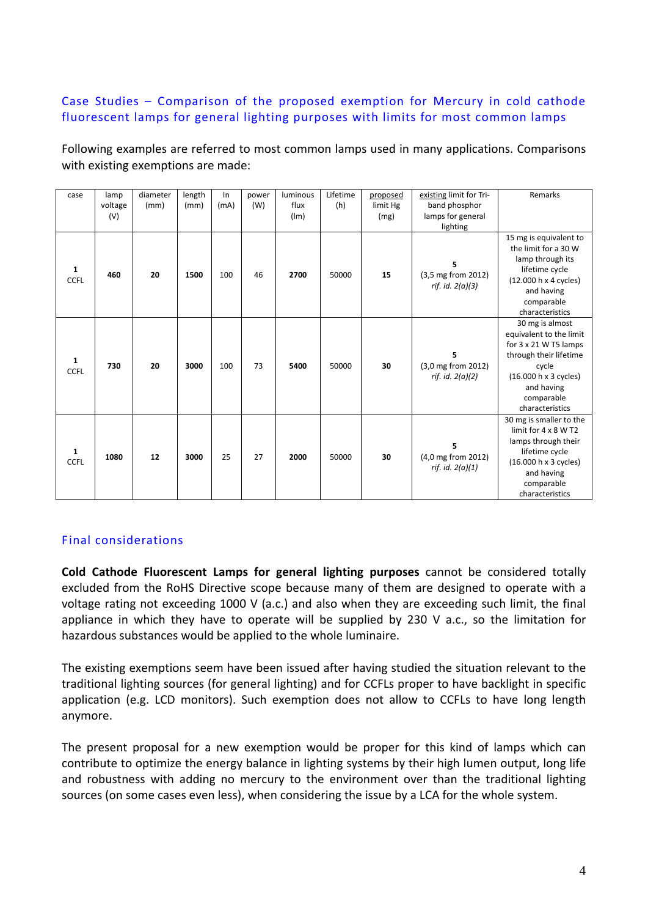## Case Studies – Comparison of the proposed exemption for Mercury in cold cathode fluorescent lamps for general lighting purposes with limits for most common lamps

Following examples are referred to most common lamps used in many applications. Comparisons with existing exemptions are made:

| case | lamp voltage (V) | diameter (mm) | length (mm) | In (mA) | power (W) | luminous flux (lm) | Lifetime (h) | proposed limit Hg (mg) | existing limit for Tri-band phosphor lamps for general lighting | Remarks |
|---|---|---|---|---|---|---|---|---|---|---|
| **1** **CCFL** | **460** | **20** | **1500** | 100 | 46 | **2700** | 50000 | **15** | **5** (3,5 mg from 2012) *rif. id. 2(a)(3)* | 15 mg is equivalent to the limit for a 30 W lamp through its lifetime cycle (12.000 h x 4 cycles) and having comparable characteristics |
| **1** **CCFL** | **730** | **20** | **3000** | 100 | 73 | **5400** | 50000 | **30** | **5** (3,0 mg from 2012) *rif. id. 2(a)(2)* | 30 mg is almost equivalent to the limit for 3 x 21 W T5 lamps through their lifetime cycle (16.000 h x 3 cycles) and having comparable characteristics |
| **1** **CCFL** | **1080** | **12** | **3000** | 25 | 27 | **2000** | 50000 | **30** | **5** (4,0 mg from 2012) *rif. id. 2(a)(1)* | 30 mg is smaller to the limit for 4 x 8 W T2 lamps through their lifetime cycle (16.000 h x 3 cycles) and having comparable characteristics |

## Final considerations

**Cold Cathode Fluorescent Lamps for general lighting purposes** cannot be considered totally excluded from the RoHS Directive scope because many of them are designed to operate with a voltage rating not exceeding 1000 V (a.c.) and also when they are exceeding such limit, the final appliance in which they have to operate will be supplied by 230 V a.c., so the limitation for hazardous substances would be applied to the whole luminaire.

The existing exemptions seem have been issued after having studied the situation relevant to the traditional lighting sources (for general lighting) and for CCFLs proper to have backlight in specific application (e.g. LCD monitors). Such exemption does not allow to CCFLs to have long length anymore.

The present proposal for a new exemption would be proper for this kind of lamps which can contribute to optimize the energy balance in lighting systems by their high lumen output, long life and robustness with adding no mercury to the environment over than the traditional lighting sources (on some cases even less), when considering the issue by a LCA for the whole system.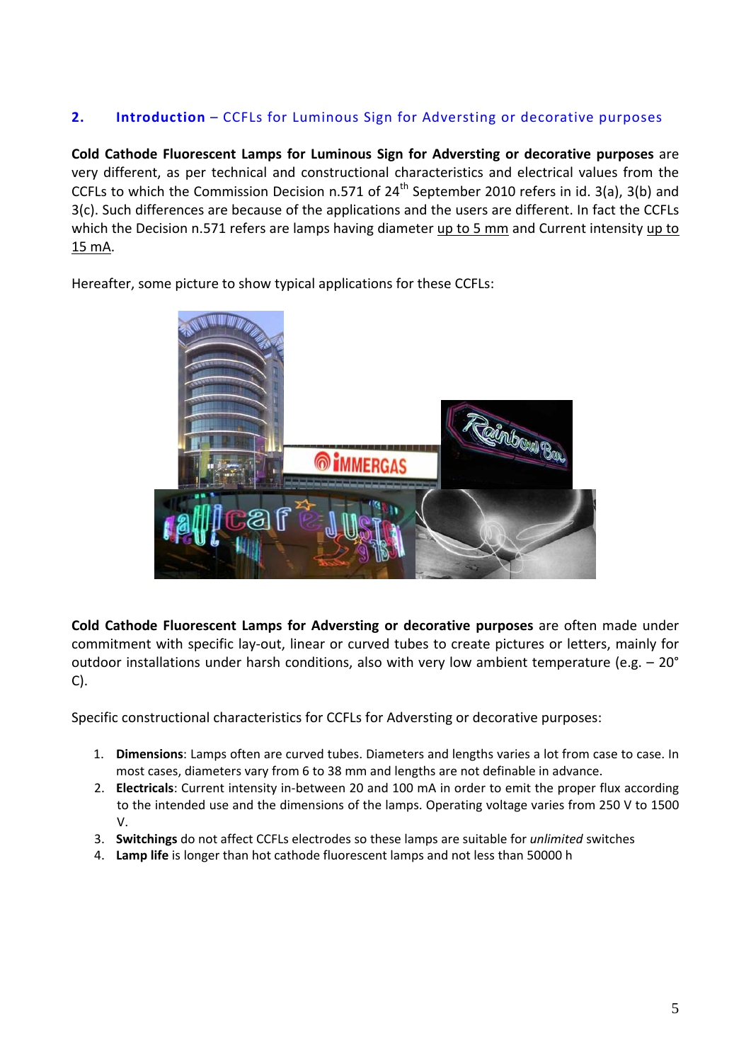## 2. Introduction – CCFLs for Luminous Sign for Adversting or decorative purposes

**Cold Cathode Fluorescent Lamps for Luminous Sign for Adversting or decorative purposes** are very different, as per technical and constructional characteristics and electrical values from the CCFLs to which the Commission Decision n.571 of 24th September 2010 refers in id. 3(a), 3(b) and 3(c). Such differences are because of the applications and the users are different. In fact the CCFLs which the Decision n.571 refers are lamps having diameter up to 5 mm and Current intensity up to 15 mA.

Hereafter, some picture to show typical applications for these CCFLs:

**Cold Cathode Fluorescent Lamps for Adversting or decorative purposes** are often made under commitment with specific lay-out, linear or curved tubes to create pictures or letters, mainly for outdoor installations under harsh conditions, also with very low ambient temperature (e.g. – 20° C).

Specific constructional characteristics for CCFLs for Adversting or decorative purposes:

1. **Dimensions**: Lamps often are curved tubes. Diameters and lengths varies a lot from case to case. In most cases, diameters vary from 6 to 38 mm and lengths are not definable in advance.
2. **Electricals**: Current intensity in-between 20 and 100 mA in order to emit the proper flux according to the intended use and the dimensions of the lamps. Operating voltage varies from 250 V to 1500 V.
3. **Switchings** do not affect CCFLs electrodes so these lamps are suitable for *unlimited* switches
4. **Lamp life** is longer than hot cathode fluorescent lamps and not less than 50000 h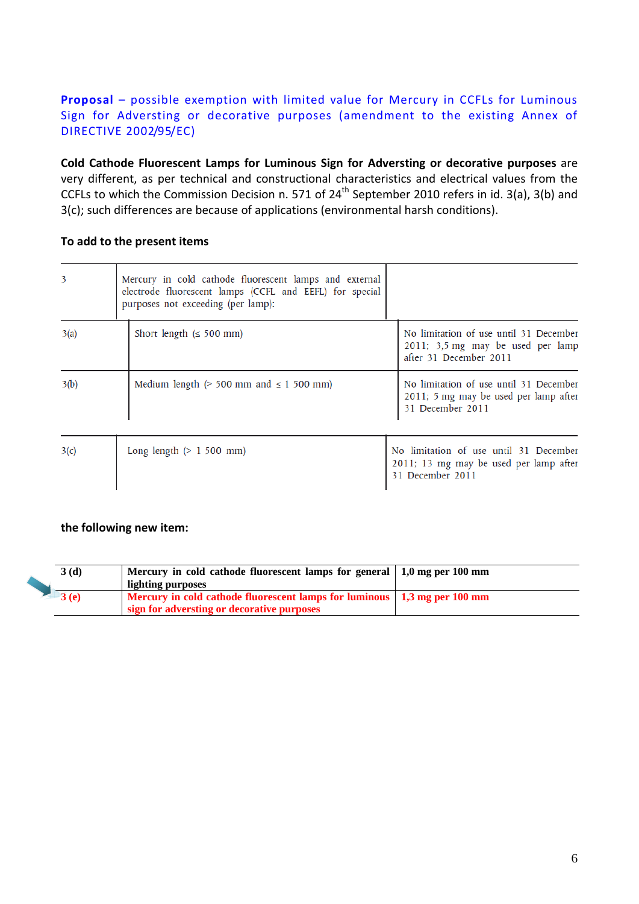**Proposal** – possible exemption with limited value for Mercury in CCFLs for Luminous Sign for Adversting or decorative purposes (amendment to the existing Annex of DIRECTIVE 2002/95/EC)

**Cold Cathode Fluorescent Lamps for Luminous Sign for Adversting or decorative purposes** are very different, as per technical and constructional characteristics and electrical values from the CCFLs to which the Commission Decision n. 571 of 24[th] September 2010 refers in id. 3(a), 3(b) and 3(c); such differences are because of applications (environmental harsh conditions).

**To add to the present items**

| | | |
|---|---|---|
| 3 | Mercury in cold cathode fluorescent lamps and external electrode fluorescent lamps (CCFL and EEFL) for special purposes not exceeding (per lamp): | |
| 3(a) | Short length (≤ 500 mm) | No limitation of use until 31 December 2011; 3,5 mg may be used per lamp after 31 December 2011 |
| 3(b) | Medium length (> 500 mm and ≤ 1 500 mm) | No limitation of use until 31 December 2011; 5 mg may be used per lamp after 31 December 2011 |
| 3(c) | Long length (> 1 500 mm) | No limitation of use until 31 December 2011; 13 mg may be used per lamp after 31 December 2011 |

**the following new item:**

| | | |
|---|---|---|
| **3 (d)** | **Mercury in cold cathode fluorescent lamps for general lighting purposes** | **1,0 mg per 100 mm** |
| **3 (e)** | **Mercury in cold cathode fluorescent lamps for luminous sign for adversting or decorative purposes** | **1,3 mg per 100 mm** |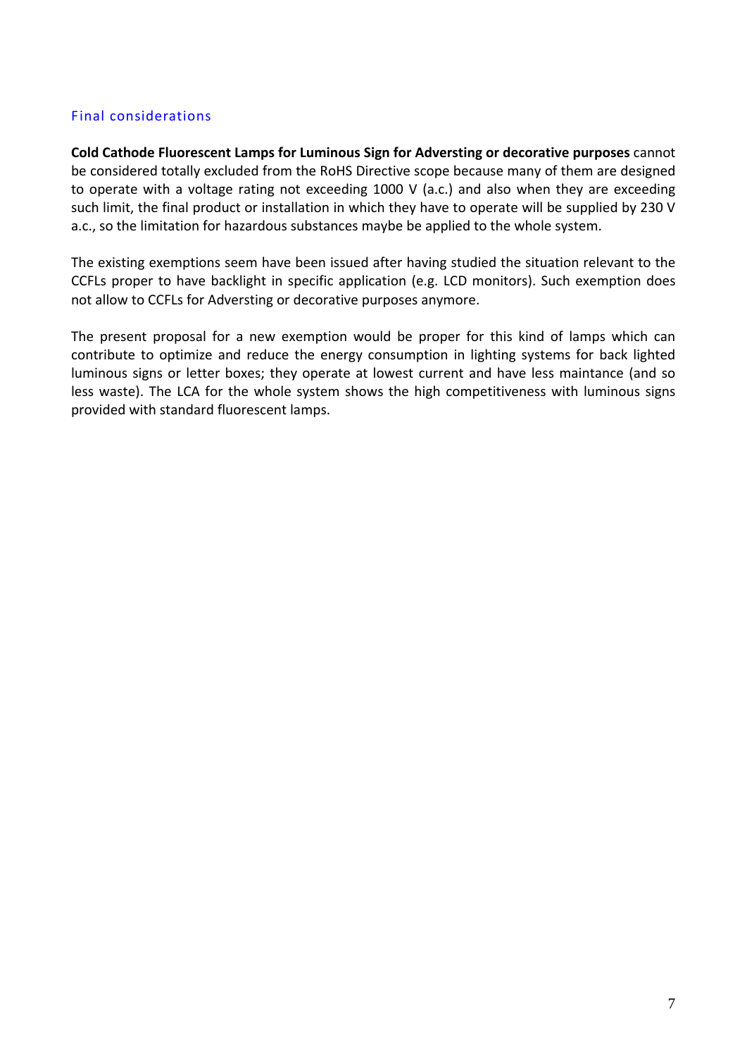## Final considerations

**Cold Cathode Fluorescent Lamps for Luminous Sign for Adversting or decorative purposes** cannot be considered totally excluded from the RoHS Directive scope because many of them are designed to operate with a voltage rating not exceeding 1000 V (a.c.) and also when they are exceeding such limit, the final product or installation in which they have to operate will be supplied by 230 V a.c., so the limitation for hazardous substances maybe be applied to the whole system.

The existing exemptions seem have been issued after having studied the situation relevant to the CCFLs proper to have backlight in specific application (e.g. LCD monitors). Such exemption does not allow to CCFLs for Adversting or decorative purposes anymore.

The present proposal for a new exemption would be proper for this kind of lamps which can contribute to optimize and reduce the energy consumption in lighting systems for back lighted luminous signs or letter boxes; they operate at lowest current and have less maintance (and so less waste). The LCA for the whole system shows the high competitiveness with luminous signs provided with standard fluorescent lamps.